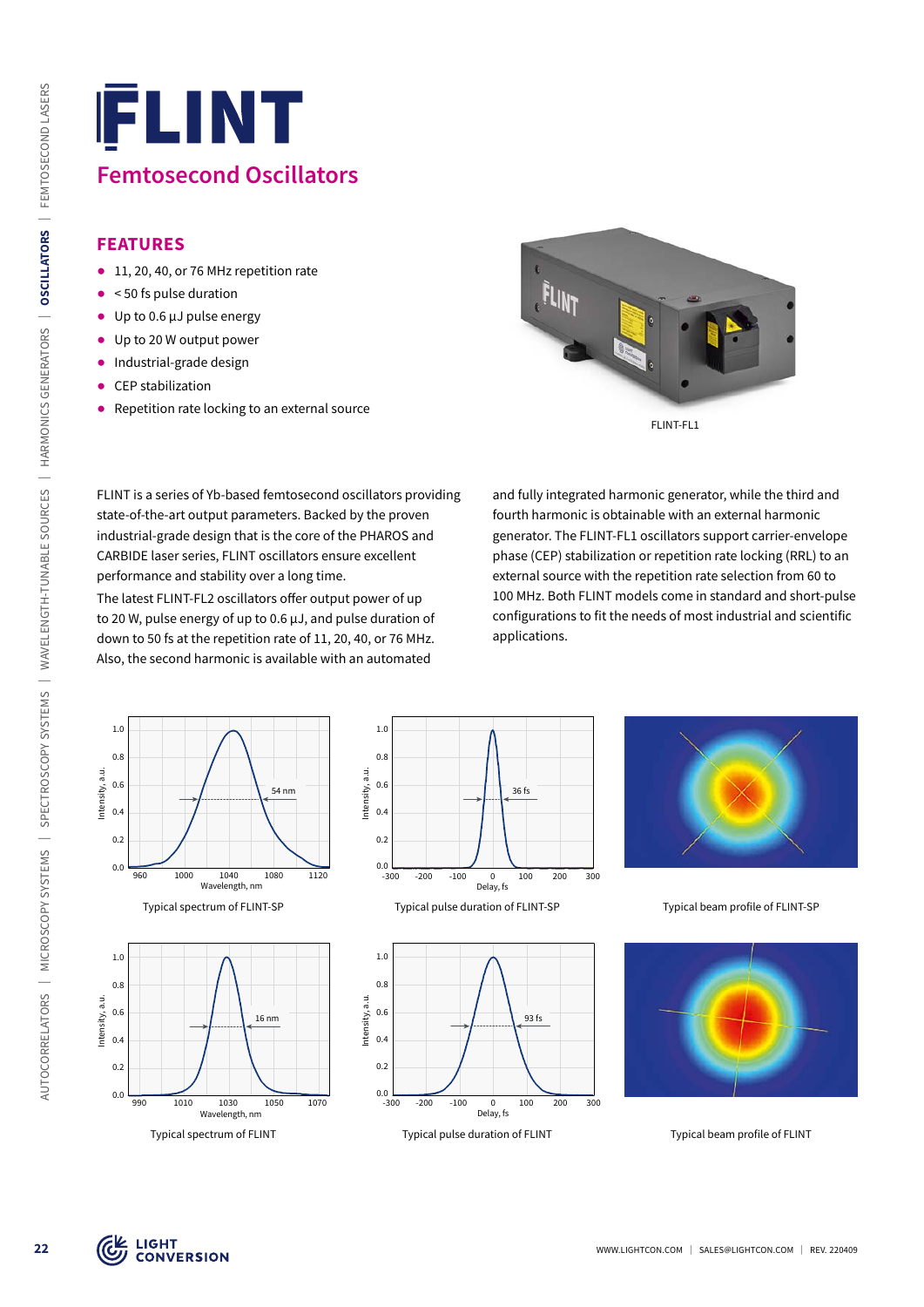# FLINT

## Femtosecond Oscillators

### FEATURES

- 11, 20, 40, or 76 MHz repetition rate
- < 50 fs pulse duration
- Up to 0.6 µJ pulse energy
- Up to 20 W output power
- Industrial-grade design
- CEP stabilization
- Repetition rate locking to an external source

FLINT-FL1

FLINT is a series of Yb-based femtosecond oscillators providing state-of-the-art output parameters. Backed by the proven industrial-grade design that is the core of the PHAROS and CARBIDE laser series, FLINT oscillators ensure excellent performance and stability over a long time.

The latest FLINT-FL2 oscillators offer output power of up to 20 W, pulse energy of up to 0.6 µJ, and pulse duration of down to 50 fs at the repetition rate of 11, 20, 40, or 76 MHz. Also, the second harmonic is available with an automated and fully integrated harmonic generator, while the third and fourth harmonic is obtainable with an external harmonic generator. The FLINT-FL1 oscillators support carrier-envelope phase (CEP) stabilization or repetition rate locking (RRL) to an external source with the repetition rate selection from 60 to 100 MHz. Both FLINT models come in standard and short-pulse configurations to fit the needs of most industrial and scientific applications.

Typical spectrum of FLINT-SP

Typical pulse duration of FLINT-SP

Typical beam profile of FLINT-SP

Typical spectrum of FLINT

Typical pulse duration of FLINT

Typical beam profile of FLINT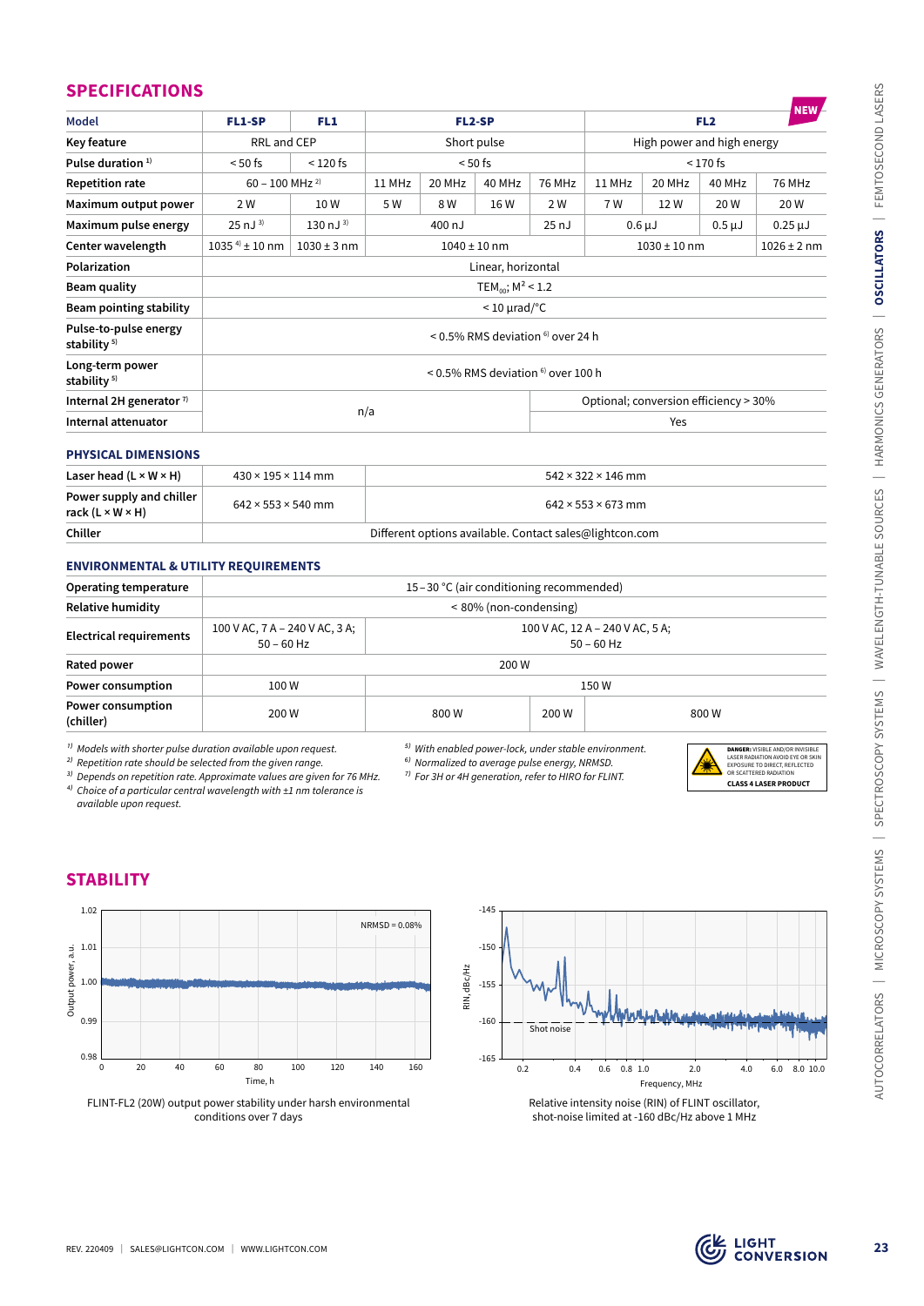## SPECIFICATIONS

| Model | FL1-SP | FL1 | FL2-SP | | | | FL2 (NEW) | | | |
|---|---|---|---|---|---|---|---|---|---|---|
| Key feature | RRL and CEP | | Short pulse | | | | High power and high energy | | | |
| Pulse duration [1] | < 50 fs | < 120 fs | < 50 fs | | | | < 170 fs | | | |
| Repetition rate | 60 – 100 MHz [2] | | 11 MHz | 20 MHz | 40 MHz | 76 MHz | 11 MHz | 20 MHz | 40 MHz | 76 MHz |
| Maximum output power | 2 W | 10 W | 5 W | 8 W | 16 W | 2 W | 7 W | 12 W | 20 W | 20 W |
| Maximum pulse energy | 25 nJ [3] | 130 nJ [3] | 400 nJ | | | 25 nJ | 0.6 µJ | | 0.5 µJ | 0.25 µJ |
| Center wavelength | 1035 [4] ± 10 nm | 1030 ± 3 nm | 1040 ± 10 nm | | | | 1030 ± 10 nm | | | 1026 ± 2 nm |
| Polarization | Linear, horizontal | | | | | | | | | |
| Beam quality | $TEM_{00}$; $M^2 < 1.2$ | | | | | | | | | |
| Beam pointing stability | < 10 µrad/°C | | | | | | | | | |
| Pulse-to-pulse energy stability [5] | < 0.5% RMS deviation [6] over 24 h | | | | | | | | | |
| Long-term power stability [5] | < 0.5% RMS deviation [6] over 100 h | | | | | | | | | |
| Internal 2H generator [7] | n/a | | | | | | Optional; conversion efficiency > 30% | | | |
| Internal attenuator | n/a | | | | | | Yes | | | |

### PHYSICAL DIMENSIONS

| | FL1-SP / FL1 | FL2-SP / FL2 |
|---|---|---|
| Laser head (L × W × H) | 430 × 195 × 114 mm | 542 × 322 × 146 mm |
| Power supply and chiller rack (L × W × H) | 642 × 553 × 540 mm | 642 × 553 × 673 mm |
| Chiller | Different options available. Contact sales@lightcon.com | |

### ENVIRONMENTAL & UTILITY REQUIREMENTS

| | | | |
|---|---|---|---|
| Operating temperature | 15 – 30 °C (air conditioning recommended) | | |
| Relative humidity | < 80% (non-condensing) | | |
| Electrical requirements | 100 V AC, 7 A – 240 V AC, 3 A; 50 – 60 Hz | 100 V AC, 12 A – 240 V AC, 5 A; 50 – 60 Hz | |
| Rated power | 200 W | | |
| Power consumption | 100 W | 150 W | |
| Power consumption (chiller) | 200 W | 800 W | 200 W | 800 W |

[1] Models with shorter pulse duration available upon request.
[2] Repetition rate should be selected from the given range.
[3] Depends on repetition rate. Approximate values are given for 76 MHz.
[4] Choice of a particular central wavelength with ±1 nm tolerance is available upon request.
[5] With enabled power-lock, under stable environment.
[6] Normalized to average pulse energy, NRMSD.
[7] For 3H or 4H generation, refer to HIRO for FLINT.

DANGER: VISIBLE AND/OR INVISIBLE LASER RADIATION AVOID EYE OR SKIN EXPOSURE TO DIRECT, REFLECTED OR SCATTERED RADIATION
CLASS 4 LASER PRODUCT

## STABILITY

FLINT-FL2 (20W) output power stability under harsh environmental conditions over 7 days

Relative intensity noise (RIN) of FLINT oscillator, shot-noise limited at -160 dBc/Hz above 1 MHz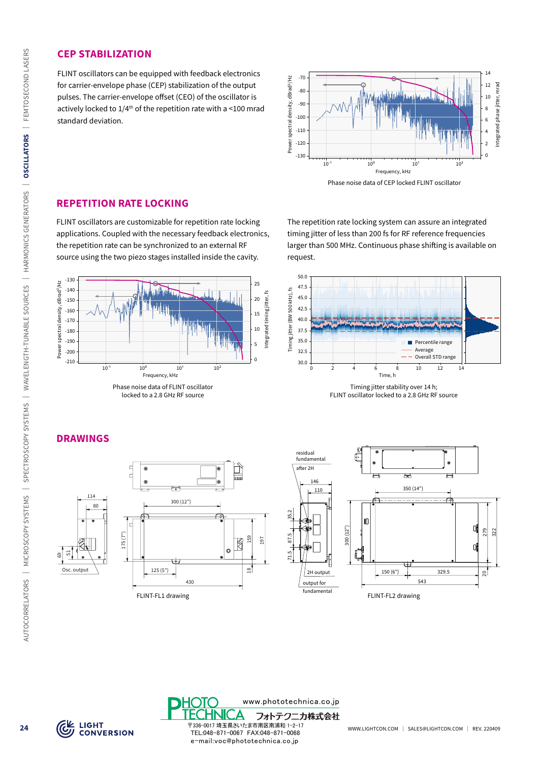## CEP STABILIZATION

FLINT oscillators can be equipped with feedback electronics for carrier-envelope phase (CEP) stabilization of the output pulses. The carrier-envelope offset (CEO) of the oscillator is actively locked to 1/4[th] of the repetition rate with a <100 mrad standard deviation.

Phase noise data of CEP locked FLINT oscillator

## REPETITION RATE LOCKING

FLINT oscillators are customizable for repetition rate locking applications. Coupled with the necessary feedback electronics, the repetition rate can be synchronized to an external RF source using the two piezo stages installed inside the cavity.

The repetition rate locking system can assure an integrated timing jitter of less than 200 fs for RF reference frequencies larger than 500 MHz. Continuous phase shifting is available on request.

Phase noise data of FLINT oscillator locked to a 2.8 GHz RF source

Timing jitter stability over 14 h; FLINT oscillator locked to a 2.8 GHz RF source

## DRAWINGS

FLINT-FL1 drawing

FLINT-FL2 drawing

www.phototechnica.co.jp
フォトテクニカ株式会社
〒336-0017 埼玉県さいたま市南区南浦和 1-2-17
TEL:048-871-0067 FAX:048-871-0068
e-mail:voc@phototechnica.co.jp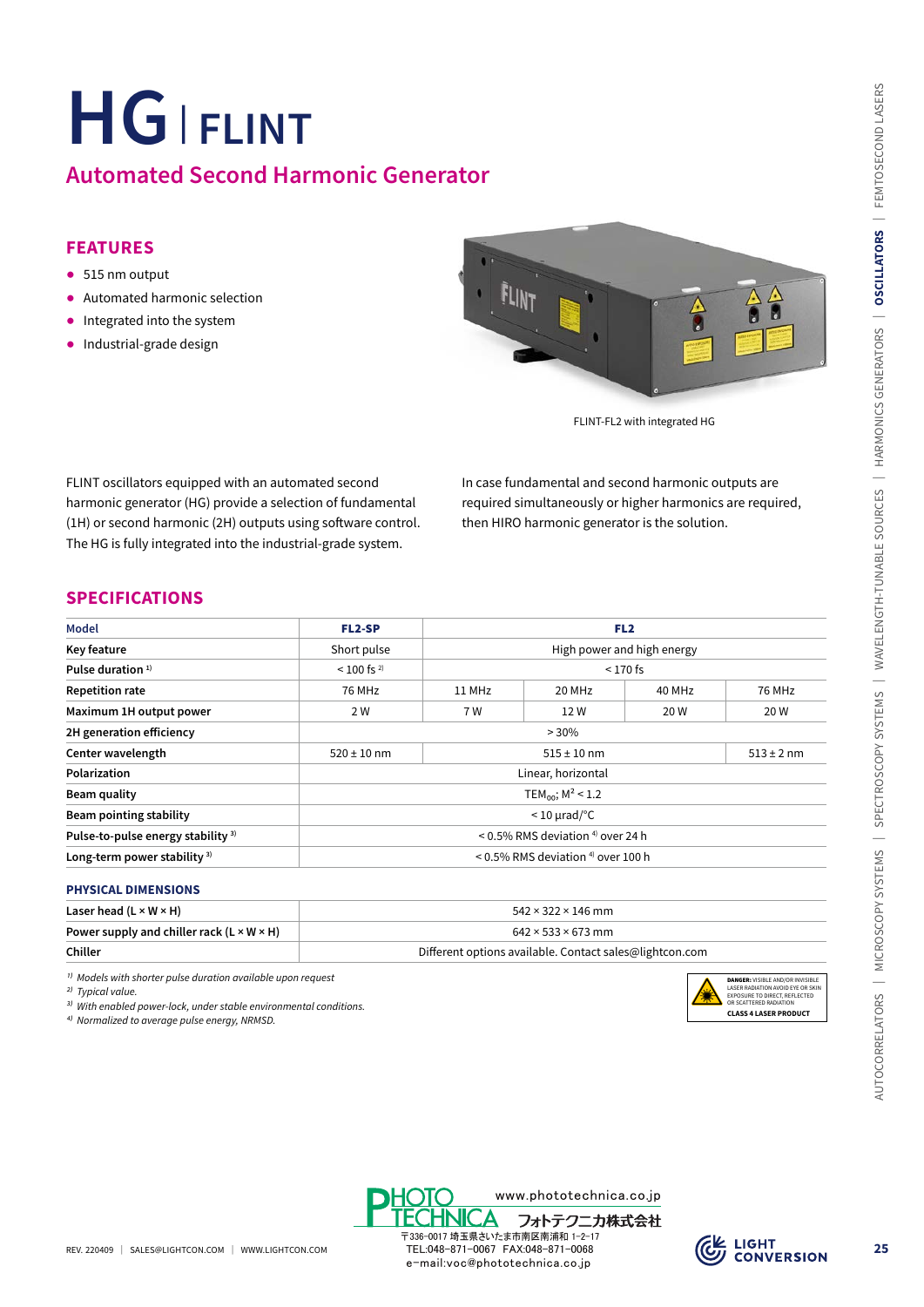# HG | FLINT

## Automated Second Harmonic Generator

### FEATURES

- 515 nm output
- Automated harmonic selection
- Integrated into the system
- Industrial-grade design

FLINT-FL2 with integrated HG

FLINT oscillators equipped with an automated second harmonic generator (HG) provide a selection of fundamental (1H) or second harmonic (2H) outputs using software control. The HG is fully integrated into the industrial-grade system.

In case fundamental and second harmonic outputs are required simultaneously or higher harmonics are required, then HIRO harmonic generator is the solution.

### SPECIFICATIONS

| Model | FL2-SP | FL2 | | | |
|---|---|---|---|---|---|
| Key feature | Short pulse | High power and high energy | | | |
| Pulse duration [1] | < 100 fs [2] | < 170 fs | | | |
| Repetition rate | 76 MHz | 11 MHz | 20 MHz | 40 MHz | 76 MHz |
| Maximum 1H output power | 2 W | 7 W | 12 W | 20 W | 20 W |
| 2H generation efficiency | > 30% | | | | |
| Center wavelength | 520 ± 10 nm | 515 ± 10 nm | | | 513 ± 2 nm |
| Polarization | Linear, horizontal | | | | |
| Beam quality | $TEM_{00}$; $M^2$ < 1.2 | | | | |
| Beam pointing stability | < 10 µrad/°C | | | | |
| Pulse-to-pulse energy stability [3] | < 0.5% RMS deviation [4] over 24 h | | | | |
| Long-term power stability [3] | < 0.5% RMS deviation [4] over 100 h | | | | |

#### PHYSICAL DIMENSIONS

| | |
|---|---|
| Laser head (L × W × H) | 542 × 322 × 146 mm |
| Power supply and chiller rack (L × W × H) | 642 × 533 × 673 mm |
| Chiller | Different options available. Contact sales@lightcon.com |

*[1] Models with shorter pulse duration available upon request*
*[2] Typical value.*
*[3] With enabled power-lock, under stable environmental conditions.*
*[4] Normalized to average pulse energy, NRMSD.*

DANGER: VISIBLE AND/OR INVISIBLE LASER RADIATION AVOID EYE OR SKIN EXPOSURE TO DIRECT, REFLECTED OR SCATTERED RADIATION
CLASS 4 LASER PRODUCT

REV. 220409 | SALES@LIGHTCON.COM | WWW.LIGHTCON.COM

PHOTO TECHNICA www.phototechnica.co.jp フォトテクニカ株式会社
〒336-0017 埼玉県さいたま市南区南浦和 1-2-17
TEL:048-871-0067 FAX:048-871-0068
e-mail:voc@phototechnica.co.jp

LIGHT CONVERSION